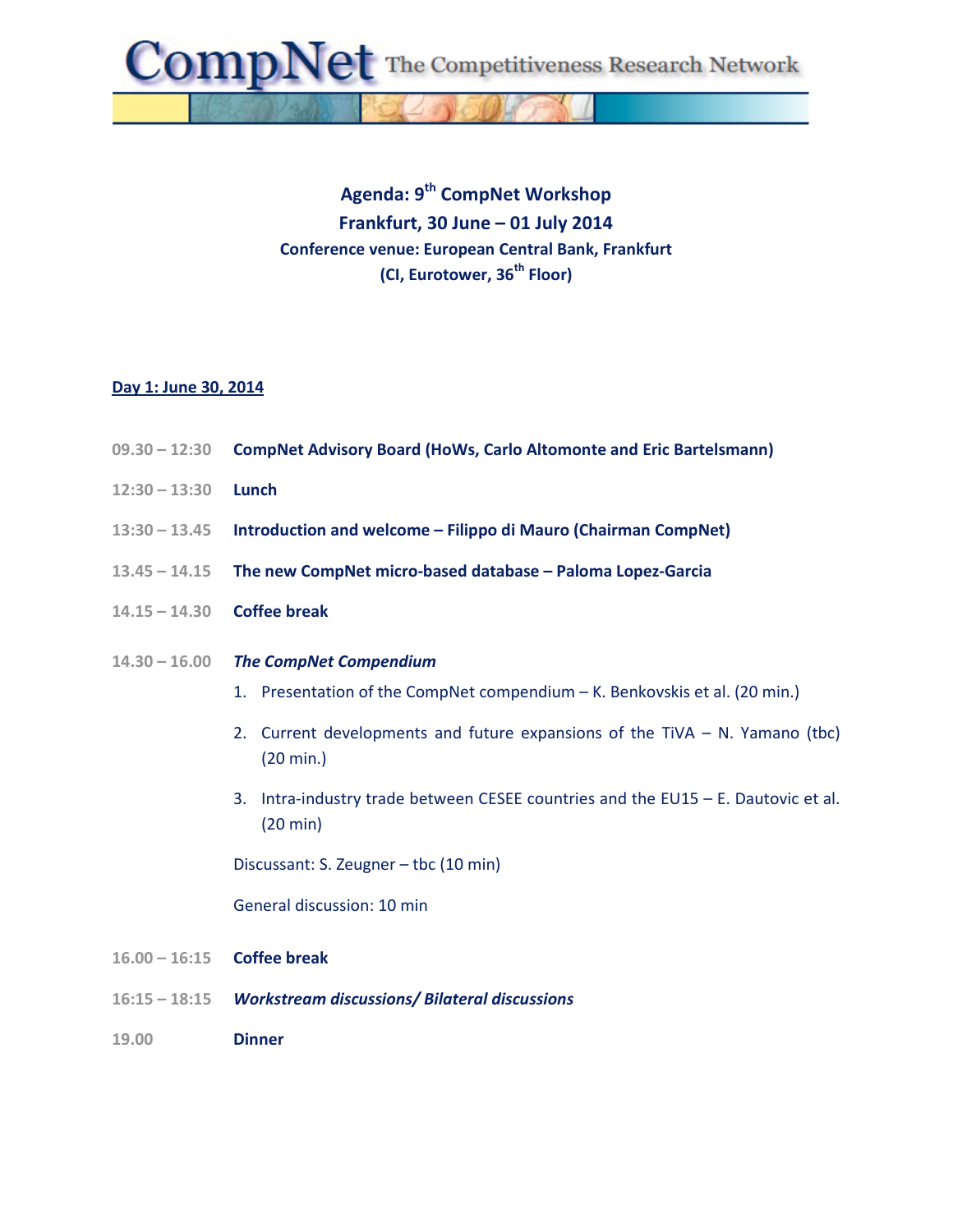CompNet The Competitiveness Research Network

# Agenda: 9th CompNet Workshop

## Frankfurt, 30 June – 01 July 2014

**Conference venue: European Central Bank, Frankfurt**
**(CI, Eurotower, 36th Floor)**

### Day 1: June 30, 2014

09.30 – 12:30 **CompNet Advisory Board (HoWs, Carlo Altomonte and Eric Bartelsmann)**

12:30 – 13:30 **Lunch**

13:30 – 13.45 **Introduction and welcome – Filippo di Mauro (Chairman CompNet)**

13.45 – 14.15 **The new CompNet micro-based database – Paloma Lopez-Garcia**

14.15 – 14.30 **Coffee break**

14.30 – 16.00 ***The CompNet Compendium***

1. Presentation of the CompNet compendium – K. Benkovskis et al. (20 min.)
2. Current developments and future expansions of the TiVA – N. Yamano (tbc) (20 min.)
3. Intra-industry trade between CESEE countries and the EU15 – E. Dautovic et al. (20 min)

Discussant: S. Zeugner – tbc (10 min)

General discussion: 10 min

16.00 – 16:15 **Coffee break**

16:15 – 18:15 ***Workstream discussions/ Bilateral discussions***

19.00 **Dinner**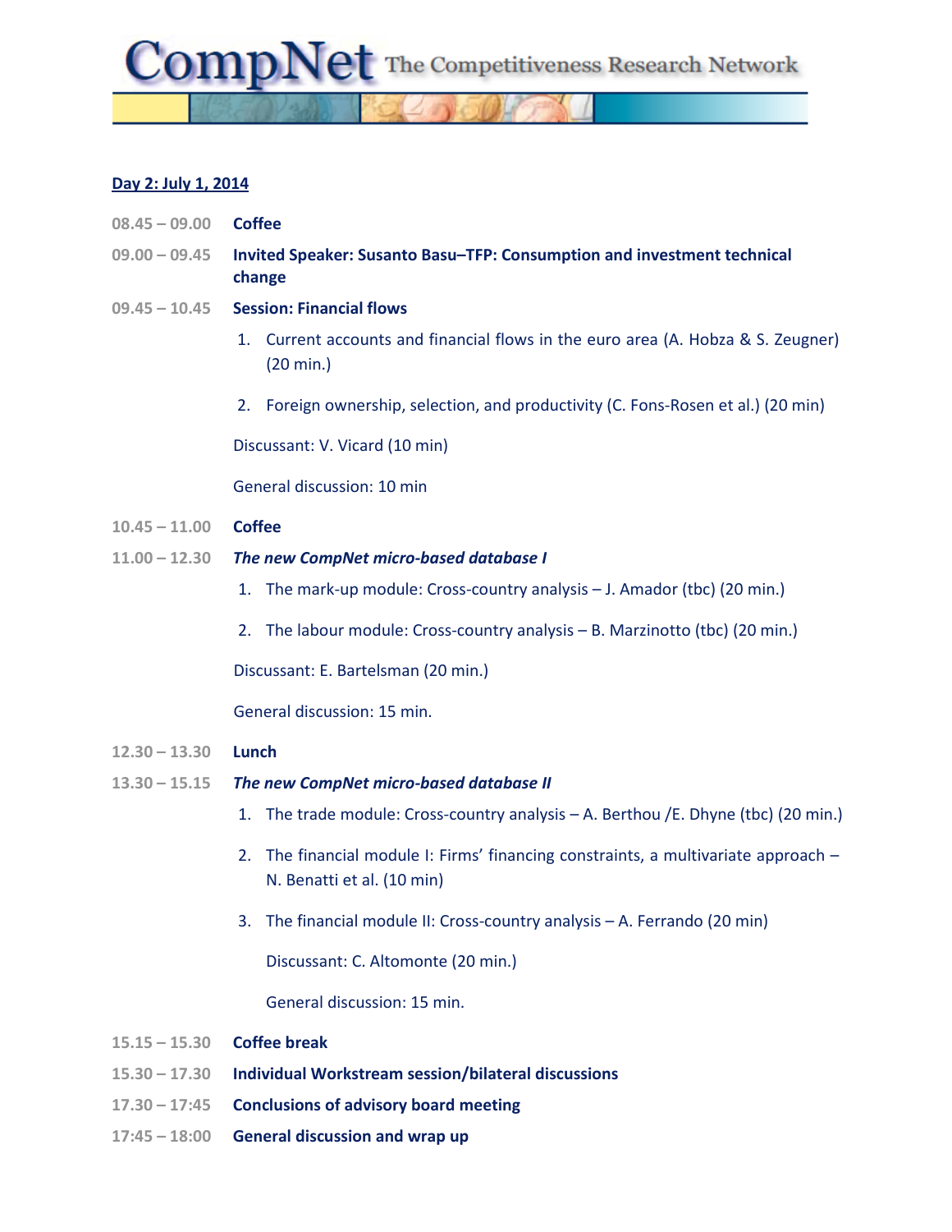**Day 2: July 1, 2014**

08.45 – 09.00 **Coffee**

09.00 – 09.45 **Invited Speaker: Susanto Basu–TFP: Consumption and investment technical change**

09.45 – 10.45 **Session: Financial flows**

1. Current accounts and financial flows in the euro area (A. Hobza & S. Zeugner) (20 min.)
2. Foreign ownership, selection, and productivity (C. Fons-Rosen et al.) (20 min)

Discussant: V. Vicard (10 min)

General discussion: 10 min

10.45 – 11.00 **Coffee**

11.00 – 12.30 ***The new CompNet micro-based database I***

1. The mark-up module: Cross-country analysis – J. Amador (tbc) (20 min.)
2. The labour module: Cross-country analysis – B. Marzinotto (tbc) (20 min.)

Discussant: E. Bartelsman (20 min.)

General discussion: 15 min.

12.30 – 13.30 **Lunch**

13.30 – 15.15 ***The new CompNet micro-based database II***

1. The trade module: Cross-country analysis – A. Berthou /E. Dhyne (tbc) (20 min.)
2. The financial module I: Firms' financing constraints, a multivariate approach – N. Benatti et al. (10 min)
3. The financial module II: Cross-country analysis – A. Ferrando (20 min)

   Discussant: C. Altomonte (20 min.)

   General discussion: 15 min.

15.15 – 15.30 **Coffee break**

15.30 – 17.30 **Individual Workstream session/bilateral discussions**

17.30 – 17:45 **Conclusions of advisory board meeting**

17:45 – 18:00 **General discussion and wrap up**